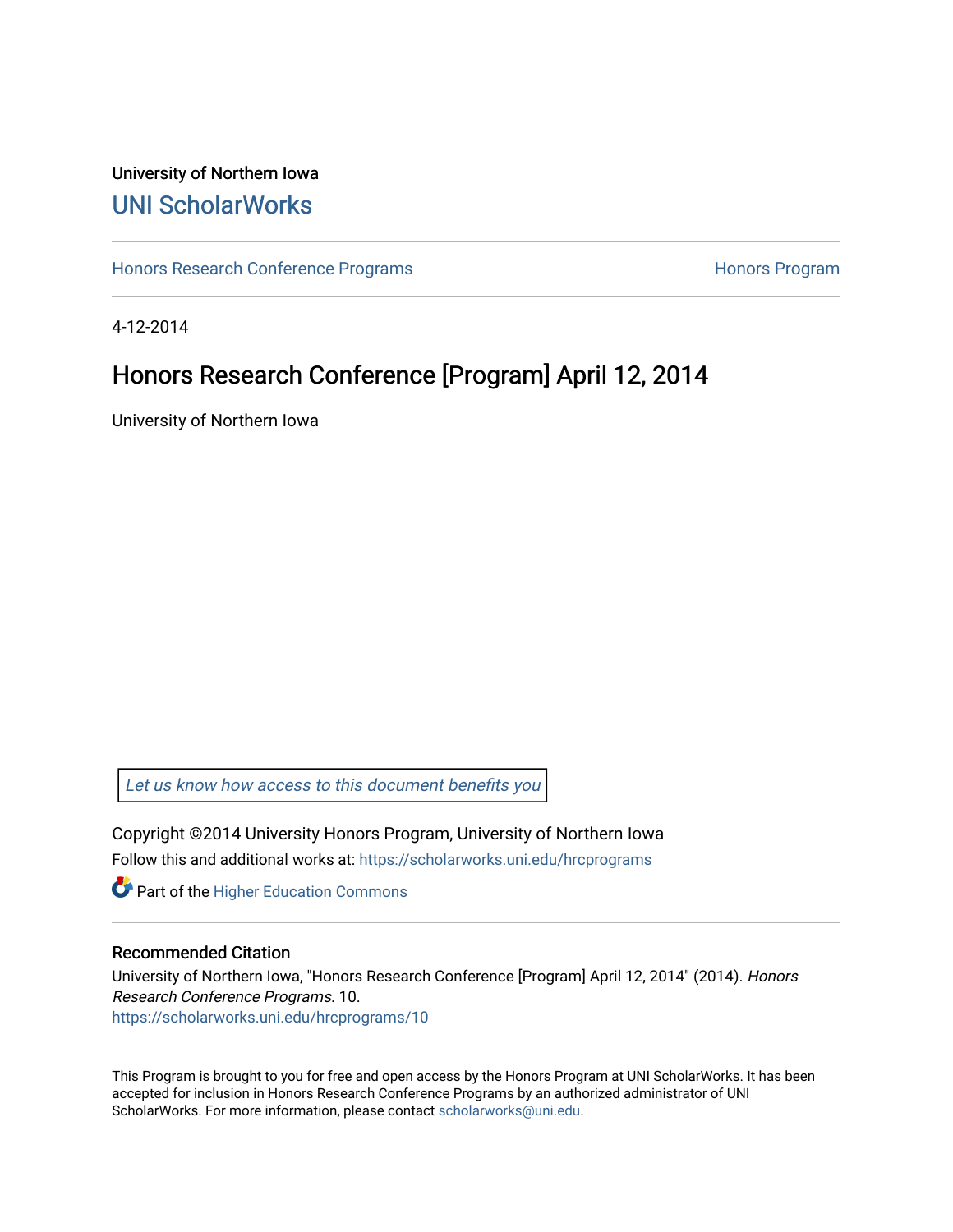University of Northern Iowa

# UNI ScholarWorks

Honors Research Conference Programs | Honors Program

4-12-2014

## Honors Research Conference [Program] April 12, 2014

University of Northern Iowa

*Let us know how access to this document benefits you*

Copyright ©2014 University Honors Program, University of Northern Iowa

Follow this and additional works at: https://scholarworks.uni.edu/hrcprograms

Part of the Higher Education Commons

### Recommended Citation

University of Northern Iowa, "Honors Research Conference [Program] April 12, 2014" (2014). *Honors Research Conference Programs*. 10.
https://scholarworks.uni.edu/hrcprograms/10

This Program is brought to you for free and open access by the Honors Program at UNI ScholarWorks. It has been accepted for inclusion in Honors Research Conference Programs by an authorized administrator of UNI ScholarWorks. For more information, please contact scholarworks@uni.edu.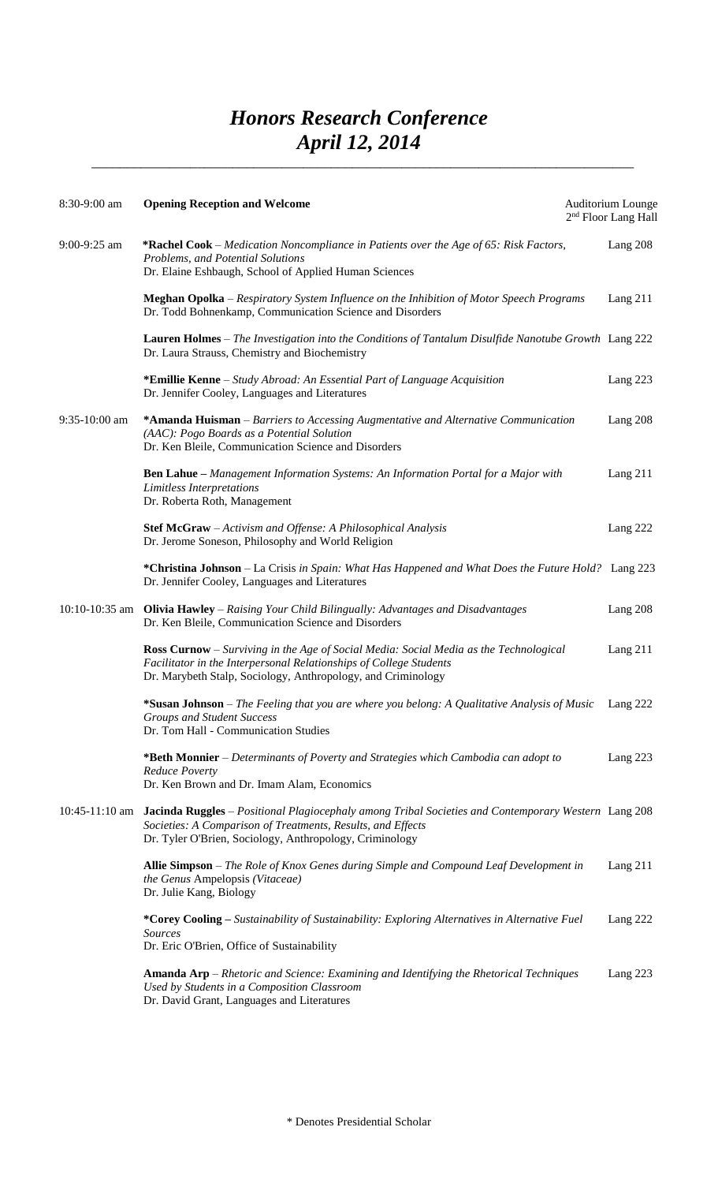# *Honors Research Conference*
# *April 12, 2014*

| Time | Presentation | Location |
|---|---|---|
| 8:30-9:00 am | **Opening Reception and Welcome** | Auditorium Lounge 2nd Floor Lang Hall |
| 9:00-9:25 am | ***Rachel Cook** – *Medication Noncompliance in Patients over the Age of 65: Risk Factors, Problems, and Potential Solutions*<br>Dr. Elaine Eshbaugh, School of Applied Human Sciences | Lang 208 |
| | **Meghan Opolka** – *Respiratory System Influence on the Inhibition of Motor Speech Programs*<br>Dr. Todd Bohnenkamp, Communication Science and Disorders | Lang 211 |
| | **Lauren Holmes** – *The Investigation into the Conditions of Tantalum Disulfide Nanotube Growth*<br>Dr. Laura Strauss, Chemistry and Biochemistry | Lang 222 |
| | ***Emillie Kenne** – *Study Abroad: An Essential Part of Language Acquisition*<br>Dr. Jennifer Cooley, Languages and Literatures | Lang 223 |
| 9:35-10:00 am | ***Amanda Huisman** – *Barriers to Accessing Augmentative and Alternative Communication (AAC): Pogo Boards as a Potential Solution*<br>Dr. Ken Bleile, Communication Science and Disorders | Lang 208 |
| | **Ben Lahue** – *Management Information Systems: An Information Portal for a Major with Limitless Interpretations*<br>Dr. Roberta Roth, Management | Lang 211 |
| | **Stef McGraw** – *Activism and Offense: A Philosophical Analysis*<br>Dr. Jerome Soneson, Philosophy and World Religion | Lang 222 |
| | ***Christina Johnson** – La Crisis *in Spain: What Has Happened and What Does the Future Hold?*<br>Dr. Jennifer Cooley, Languages and Literatures | Lang 223 |
| 10:10-10:35 am | **Olivia Hawley** – *Raising Your Child Bilingually: Advantages and Disadvantages*<br>Dr. Ken Bleile, Communication Science and Disorders | Lang 208 |
| | **Ross Curnow** – *Surviving in the Age of Social Media: Social Media as the Technological Facilitator in the Interpersonal Relationships of College Students*<br>Dr. Marybeth Stalp, Sociology, Anthropology, and Criminology | Lang 211 |
| | ***Susan Johnson** – *The Feeling that you are where you belong: A Qualitative Analysis of Music Groups and Student Success*<br>Dr. Tom Hall - Communication Studies | Lang 222 |
| | ***Beth Monnier** – *Determinants of Poverty and Strategies which Cambodia can adopt to Reduce Poverty*<br>Dr. Ken Brown and Dr. Imam Alam, Economics | Lang 223 |
| 10:45-11:10 am | **Jacinda Ruggles** – *Positional Plagiocephaly among Tribal Societies and Contemporary Western Societies: A Comparison of Treatments, Results, and Effects*<br>Dr. Tyler O'Brien, Sociology, Anthropology, Criminology | Lang 208 |
| | **Allie Simpson** – *The Role of Knox Genes during Simple and Compound Leaf Development in the Genus* Ampelopsis *(Vitaceae)*<br>Dr. Julie Kang, Biology | Lang 211 |
| | ***Corey Cooling** – *Sustainability of Sustainability: Exploring Alternatives in Alternative Fuel Sources*<br>Dr. Eric O'Brien, Office of Sustainability | Lang 222 |
| | **Amanda Arp** – *Rhetoric and Science: Examining and Identifying the Rhetorical Techniques Used by Students in a Composition Classroom*<br>Dr. David Grant, Languages and Literatures | Lang 223 |

* Denotes Presidential Scholar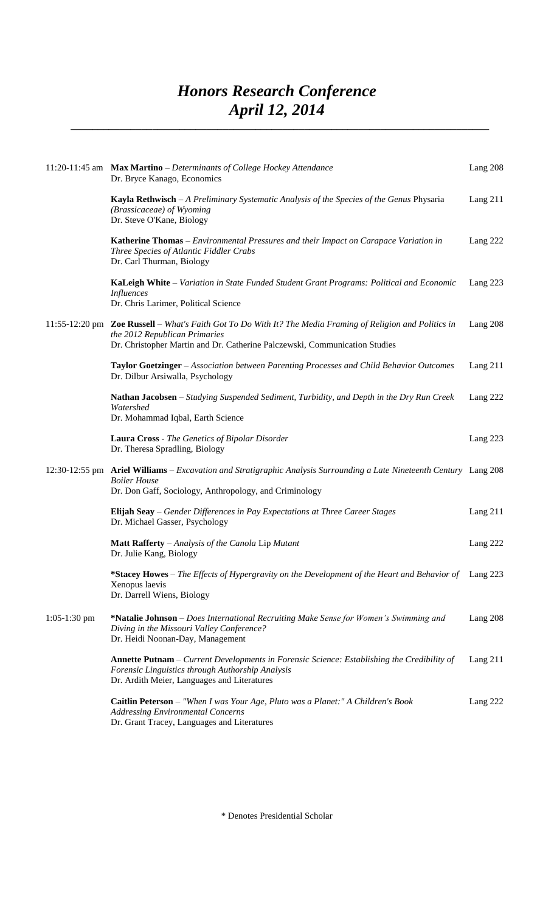# *Honors Research Conference*
# *April 12, 2014*

| | | |
|---|---|---|
| 11:20-11:45 am | **Max Martino** – *Determinants of College Hockey Attendance*<br>Dr. Bryce Kanago, Economics | Lang 208 |
| | **Kayla Rethwisch** – *A Preliminary Systematic Analysis of the Species of the Genus* Physaria *(Brassicaceae) of Wyoming*<br>Dr. Steve O'Kane, Biology | Lang 211 |
| | **Katherine Thomas** – *Environmental Pressures and their Impact on Carapace Variation in Three Species of Atlantic Fiddler Crabs*<br>Dr. Carl Thurman, Biology | Lang 222 |
| | **KaLeigh White** – *Variation in State Funded Student Grant Programs: Political and Economic Influences*<br>Dr. Chris Larimer, Political Science | Lang 223 |
| 11:55-12:20 pm | **Zoe Russell** – *What's Faith Got To Do With It? The Media Framing of Religion and Politics in the 2012 Republican Primaries*<br>Dr. Christopher Martin and Dr. Catherine Palczewski, Communication Studies | Lang 208 |
| | **Taylor Goetzinger** – *Association between Parenting Processes and Child Behavior Outcomes*<br>Dr. Dilbur Arsiwalla, Psychology | Lang 211 |
| | **Nathan Jacobsen** – *Studying Suspended Sediment, Turbidity, and Depth in the Dry Run Creek Watershed*<br>Dr. Mohammad Iqbal, Earth Science | Lang 222 |
| | **Laura Cross** - *The Genetics of Bipolar Disorder*<br>Dr. Theresa Spradling, Biology | Lang 223 |
| 12:30-12:55 pm | **Ariel Williams** – *Excavation and Stratigraphic Analysis Surrounding a Late Nineteenth Century Boiler House*<br>Dr. Don Gaff, Sociology, Anthropology, and Criminology | Lang 208 |
| | **Elijah Seay** – *Gender Differences in Pay Expectations at Three Career Stages*<br>Dr. Michael Gasser, Psychology | Lang 211 |
| | **Matt Rafferty** – *Analysis of the Canola* Lip *Mutant*<br>Dr. Julie Kang, Biology | Lang 222 |
| | **\*Stacey Howes** – *The Effects of Hypergravity on the Development of the Heart and Behavior of* Xenopus laevis<br>Dr. Darrell Wiens, Biology | Lang 223 |
| 1:05-1:30 pm | **\*Natalie Johnson** – *Does International Recruiting Make Sense for Women's Swimming and Diving in the Missouri Valley Conference?*<br>Dr. Heidi Noonan-Day, Management | Lang 208 |
| | **Annette Putnam** – *Current Developments in Forensic Science: Establishing the Credibility of Forensic Linguistics through Authorship Analysis*<br>Dr. Ardith Meier, Languages and Literatures | Lang 211 |
| | **Caitlin Peterson** – *"When I was Your Age, Pluto was a Planet:" A Children's Book Addressing Environmental Concerns*<br>Dr. Grant Tracey, Languages and Literatures | Lang 222 |

\* Denotes Presidential Scholar